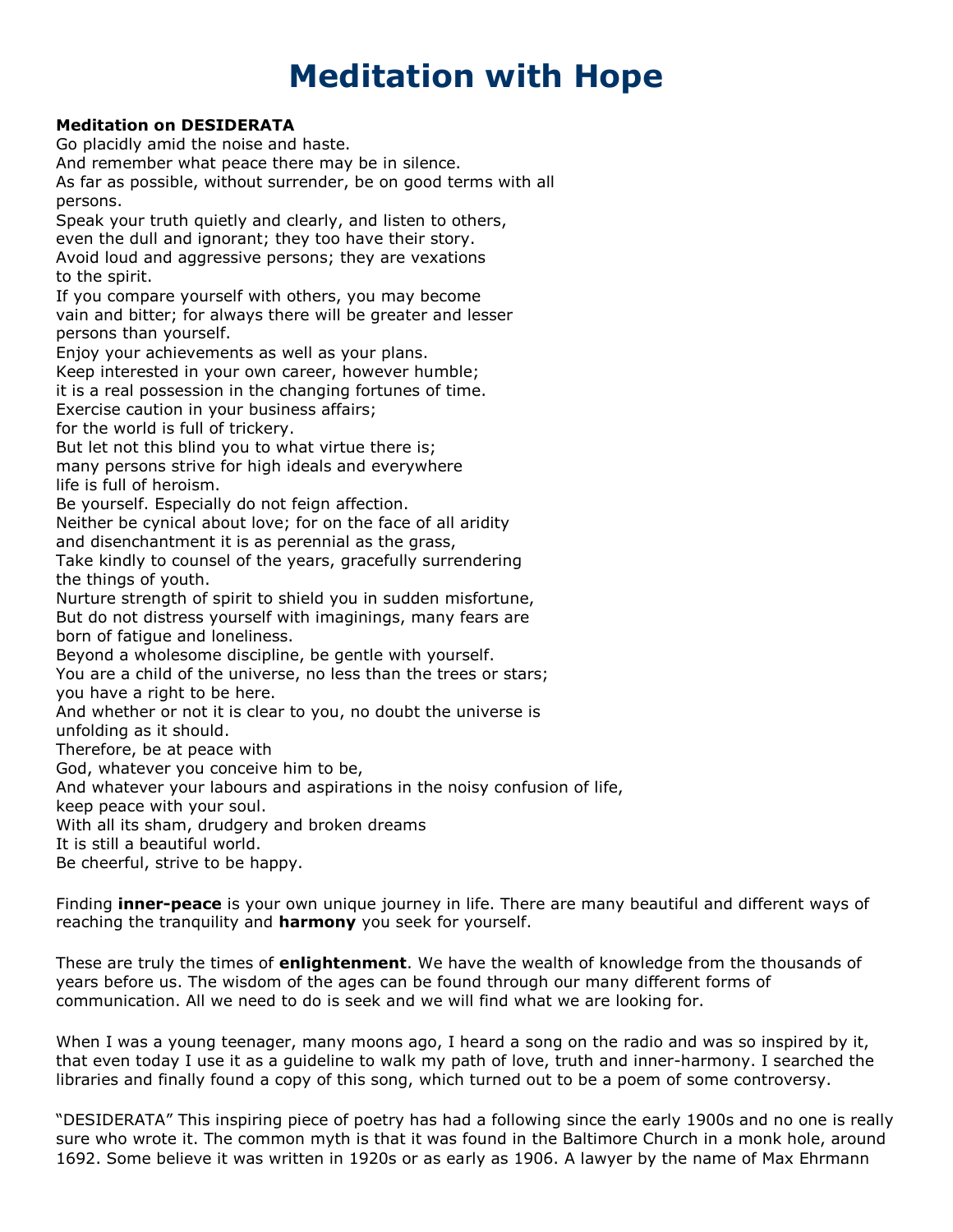# Meditation with Hope

**Meditation on DESIDERATA**

Go placidly amid the noise and haste.
And remember what peace there may be in silence.
As far as possible, without surrender, be on good terms with all persons.
Speak your truth quietly and clearly, and listen to others,
even the dull and ignorant; they too have their story.
Avoid loud and aggressive persons; they are vexations to the spirit.
If you compare yourself with others, you may become
vain and bitter; for always there will be greater and lesser persons than yourself.
Enjoy your achievements as well as your plans.
Keep interested in your own career, however humble;
it is a real possession in the changing fortunes of time.
Exercise caution in your business affairs;
for the world is full of trickery.
But let not this blind you to what virtue there is;
many persons strive for high ideals and everywhere
life is full of heroism.
Be yourself. Especially do not feign affection.
Neither be cynical about love; for on the face of all aridity
and disenchantment it is as perennial as the grass,
Take kindly to counsel of the years, gracefully surrendering
the things of youth.
Nurture strength of spirit to shield you in sudden misfortune,
But do not distress yourself with imaginings, many fears are
born of fatigue and loneliness.
Beyond a wholesome discipline, be gentle with yourself.
You are a child of the universe, no less than the trees or stars;
you have a right to be here.
And whether or not it is clear to you, no doubt the universe is
unfolding as it should.
Therefore, be at peace with
God, whatever you conceive him to be,
And whatever your labours and aspirations in the noisy confusion of life,
keep peace with your soul.
With all its sham, drudgery and broken dreams
It is still a beautiful world.
Be cheerful, strive to be happy.

Finding **inner-peace** is your own unique journey in life. There are many beautiful and different ways of reaching the tranquility and **harmony** you seek for yourself.

These are truly the times of **enlightenment**. We have the wealth of knowledge from the thousands of years before us. The wisdom of the ages can be found through our many different forms of communication. All we need to do is seek and we will find what we are looking for.

When I was a young teenager, many moons ago, I heard a song on the radio and was so inspired by it, that even today I use it as a guideline to walk my path of love, truth and inner-harmony. I searched the libraries and finally found a copy of this song, which turned out to be a poem of some controversy.

"DESIDERATA" This inspiring piece of poetry has had a following since the early 1900s and no one is really sure who wrote it. The common myth is that it was found in the Baltimore Church in a monk hole, around 1692. Some believe it was written in 1920s or as early as 1906. A lawyer by the name of Max Ehrmann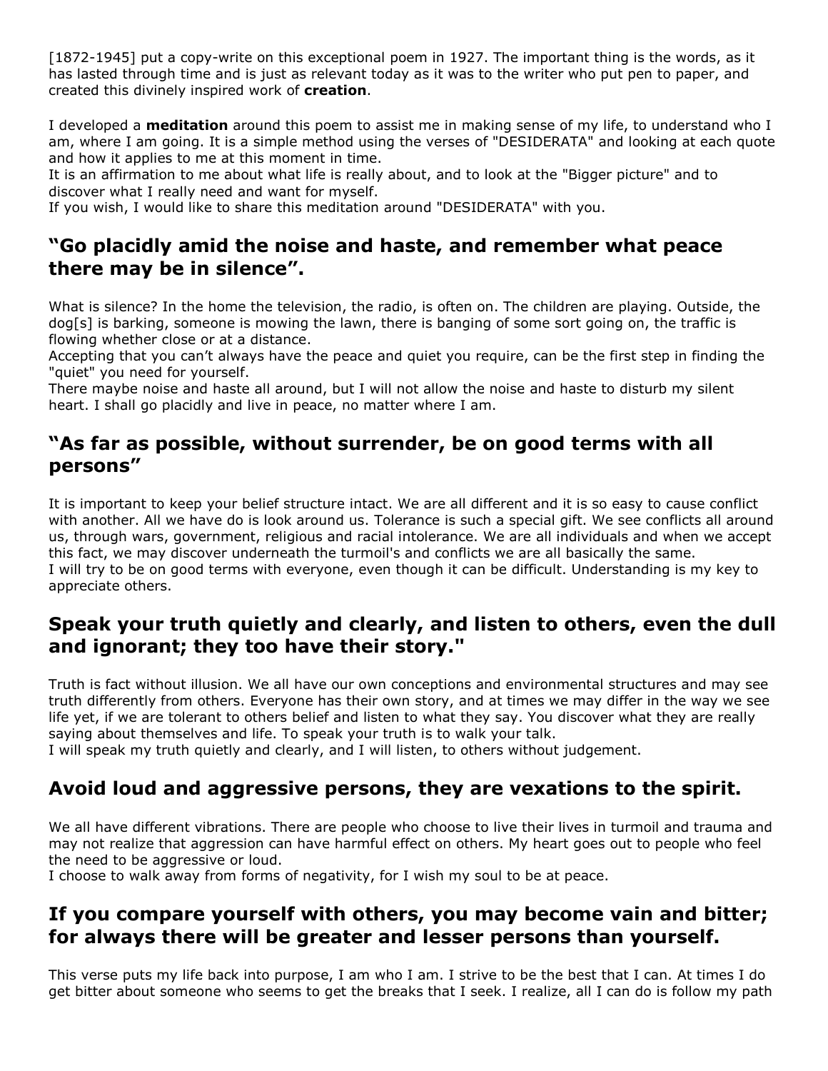[1872-1945] put a copy-write on this exceptional poem in 1927. The important thing is the words, as it has lasted through time and is just as relevant today as it was to the writer who put pen to paper, and created this divinely inspired work of **creation**.

I developed a **meditation** around this poem to assist me in making sense of my life, to understand who I am, where I am going. It is a simple method using the verses of "DESIDERATA" and looking at each quote and how it applies to me at this moment in time.
It is an affirmation to me about what life is really about, and to look at the "Bigger picture" and to discover what I really need and want for myself.
If you wish, I would like to share this meditation around "DESIDERATA" with you.

## "Go placidly amid the noise and haste, and remember what peace there may be in silence".

What is silence? In the home the television, the radio, is often on. The children are playing. Outside, the dog[s] is barking, someone is mowing the lawn, there is banging of some sort going on, the traffic is flowing whether close or at a distance.
Accepting that you can't always have the peace and quiet you require, can be the first step in finding the "quiet" you need for yourself.
There maybe noise and haste all around, but I will not allow the noise and haste to disturb my silent heart. I shall go placidly and live in peace, no matter where I am.

## "As far as possible, without surrender, be on good terms with all persons"

It is important to keep your belief structure intact. We are all different and it is so easy to cause conflict with another. All we have do is look around us. Tolerance is such a special gift. We see conflicts all around us, through wars, government, religious and racial intolerance. We are all individuals and when we accept this fact, we may discover underneath the turmoil's and conflicts we are all basically the same.
I will try to be on good terms with everyone, even though it can be difficult. Understanding is my key to appreciate others.

## Speak your truth quietly and clearly, and listen to others, even the dull and ignorant; they too have their story."

Truth is fact without illusion. We all have our own conceptions and environmental structures and may see truth differently from others. Everyone has their own story, and at times we may differ in the way we see life yet, if we are tolerant to others belief and listen to what they say. You discover what they are really saying about themselves and life. To speak your truth is to walk your talk.
I will speak my truth quietly and clearly, and I will listen, to others without judgement.

## Avoid loud and aggressive persons, they are vexations to the spirit.

We all have different vibrations. There are people who choose to live their lives in turmoil and trauma and may not realize that aggression can have harmful effect on others. My heart goes out to people who feel the need to be aggressive or loud.
I choose to walk away from forms of negativity, for I wish my soul to be at peace.

## If you compare yourself with others, you may become vain and bitter; for always there will be greater and lesser persons than yourself.

This verse puts my life back into purpose, I am who I am. I strive to be the best that I can. At times I do get bitter about someone who seems to get the breaks that I seek. I realize, all I can do is follow my path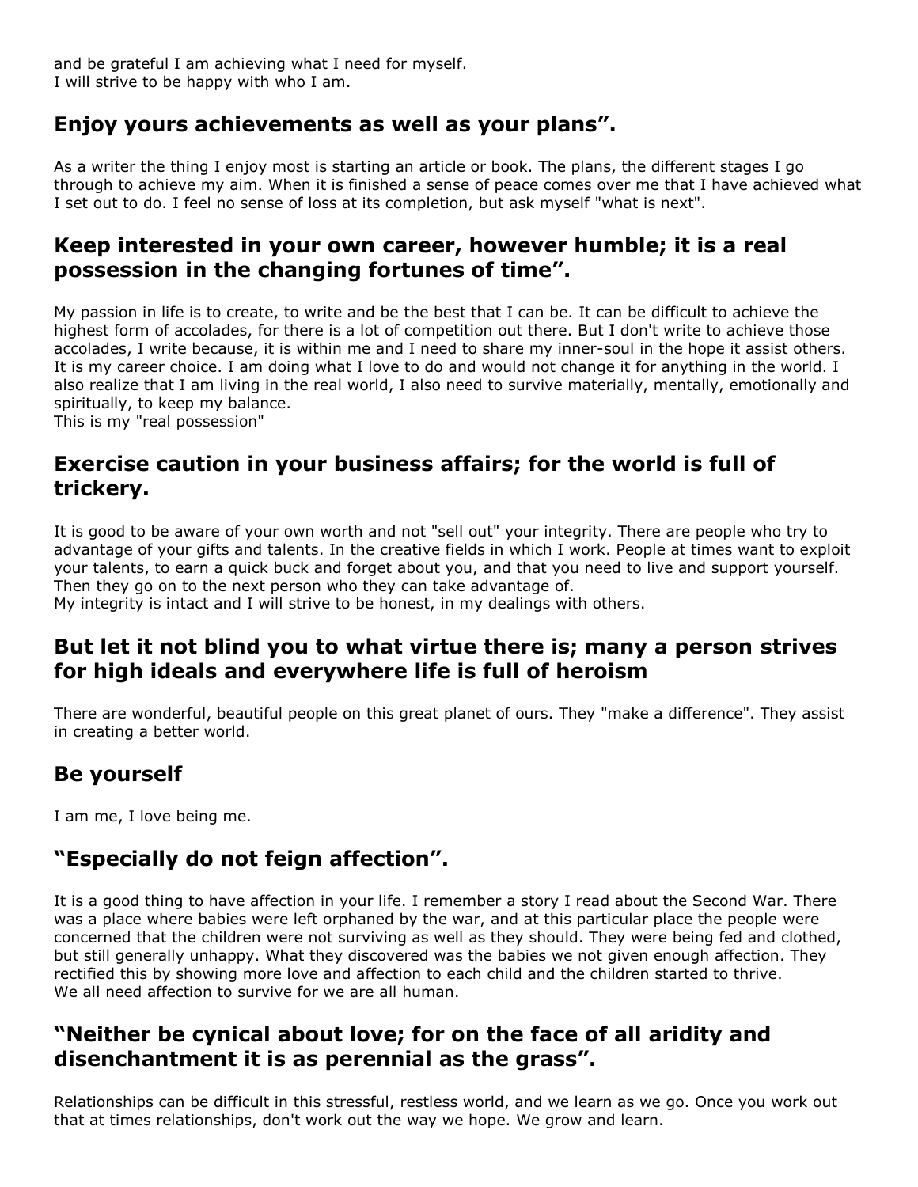and be grateful I am achieving what I need for myself.
I will strive to be happy with who I am.

## Enjoy yours achievements as well as your plans".

As a writer the thing I enjoy most is starting an article or book. The plans, the different stages I go through to achieve my aim. When it is finished a sense of peace comes over me that I have achieved what I set out to do. I feel no sense of loss at its completion, but ask myself "what is next".

## Keep interested in your own career, however humble; it is a real possession in the changing fortunes of time".

My passion in life is to create, to write and be the best that I can be. It can be difficult to achieve the highest form of accolades, for there is a lot of competition out there. But I don't write to achieve those accolades, I write because, it is within me and I need to share my inner-soul in the hope it assist others. It is my career choice. I am doing what I love to do and would not change it for anything in the world. I also realize that I am living in the real world, I also need to survive materially, mentally, emotionally and spiritually, to keep my balance.
This is my "real possession"

## Exercise caution in your business affairs; for the world is full of trickery.

It is good to be aware of your own worth and not "sell out" your integrity. There are people who try to advantage of your gifts and talents. In the creative fields in which I work. People at times want to exploit your talents, to earn a quick buck and forget about you, and that you need to live and support yourself. Then they go on to the next person who they can take advantage of.
My integrity is intact and I will strive to be honest, in my dealings with others.

## But let it not blind you to what virtue there is; many a person strives for high ideals and everywhere life is full of heroism

There are wonderful, beautiful people on this great planet of ours. They "make a difference". They assist in creating a better world.

## Be yourself

I am me, I love being me.

## "Especially do not feign affection".

It is a good thing to have affection in your life. I remember a story I read about the Second War. There was a place where babies were left orphaned by the war, and at this particular place the people were concerned that the children were not surviving as well as they should. They were being fed and clothed, but still generally unhappy. What they discovered was the babies we not given enough affection. They rectified this by showing more love and affection to each child and the children started to thrive.
We all need affection to survive for we are all human.

## "Neither be cynical about love; for on the face of all aridity and disenchantment it is as perennial as the grass".

Relationships can be difficult in this stressful, restless world, and we learn as we go. Once you work out that at times relationships, don't work out the way we hope. We grow and learn.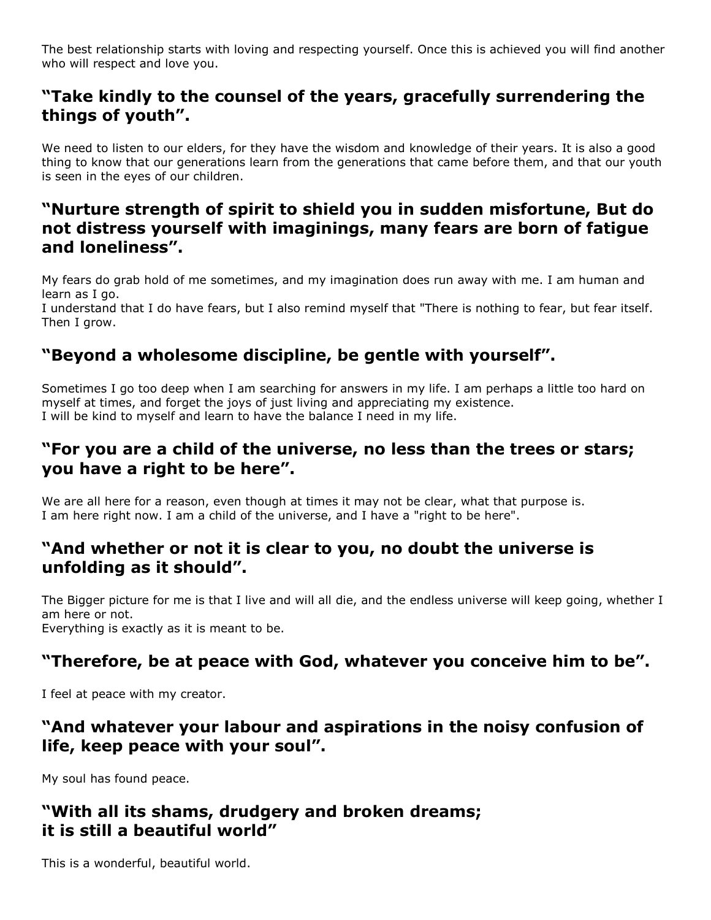The best relationship starts with loving and respecting yourself. Once this is achieved you will find another who will respect and love you.

## "Take kindly to the counsel of the years, gracefully surrendering the things of youth".

We need to listen to our elders, for they have the wisdom and knowledge of their years. It is also a good thing to know that our generations learn from the generations that came before them, and that our youth is seen in the eyes of our children.

## "Nurture strength of spirit to shield you in sudden misfortune, But do not distress yourself with imaginings, many fears are born of fatigue and loneliness".

My fears do grab hold of me sometimes, and my imagination does run away with me. I am human and learn as I go.
I understand that I do have fears, but I also remind myself that "There is nothing to fear, but fear itself. Then I grow.

## "Beyond a wholesome discipline, be gentle with yourself".

Sometimes I go too deep when I am searching for answers in my life. I am perhaps a little too hard on myself at times, and forget the joys of just living and appreciating my existence.
I will be kind to myself and learn to have the balance I need in my life.

## "For you are a child of the universe, no less than the trees or stars; you have a right to be here".

We are all here for a reason, even though at times it may not be clear, what that purpose is.
I am here right now. I am a child of the universe, and I have a "right to be here".

## "And whether or not it is clear to you, no doubt the universe is unfolding as it should".

The Bigger picture for me is that I live and will all die, and the endless universe will keep going, whether I am here or not.
Everything is exactly as it is meant to be.

## "Therefore, be at peace with God, whatever you conceive him to be".

I feel at peace with my creator.

## "And whatever your labour and aspirations in the noisy confusion of life, keep peace with your soul".

My soul has found peace.

## "With all its shams, drudgery and broken dreams; it is still a beautiful world"

This is a wonderful, beautiful world.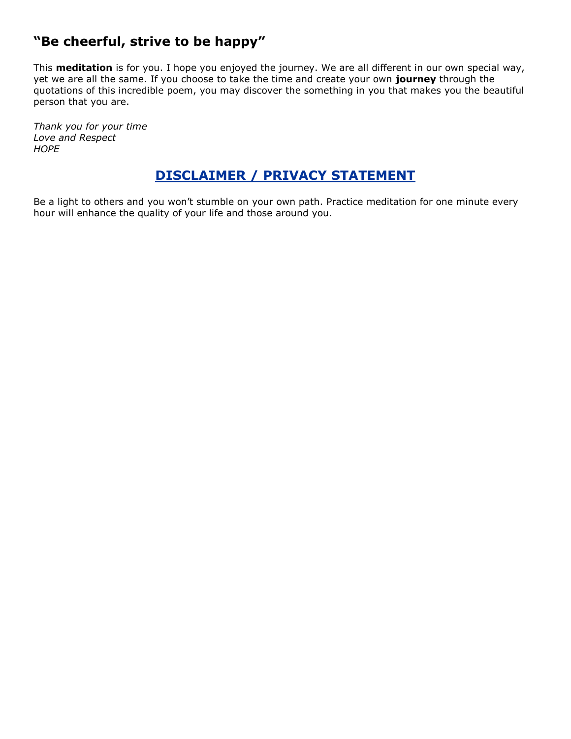## "Be cheerful, strive to be happy"

This **meditation** is for you. I hope you enjoyed the journey. We are all different in our own special way, yet we are all the same. If you choose to take the time and create your own **journey** through the quotations of this incredible poem, you may discover the something in you that makes you the beautiful person that you are.

*Thank you for your time*
*Love and Respect*
*HOPE*

## DISCLAIMER / PRIVACY STATEMENT

Be a light to others and you won't stumble on your own path. Practice meditation for one minute every hour will enhance the quality of your life and those around you.